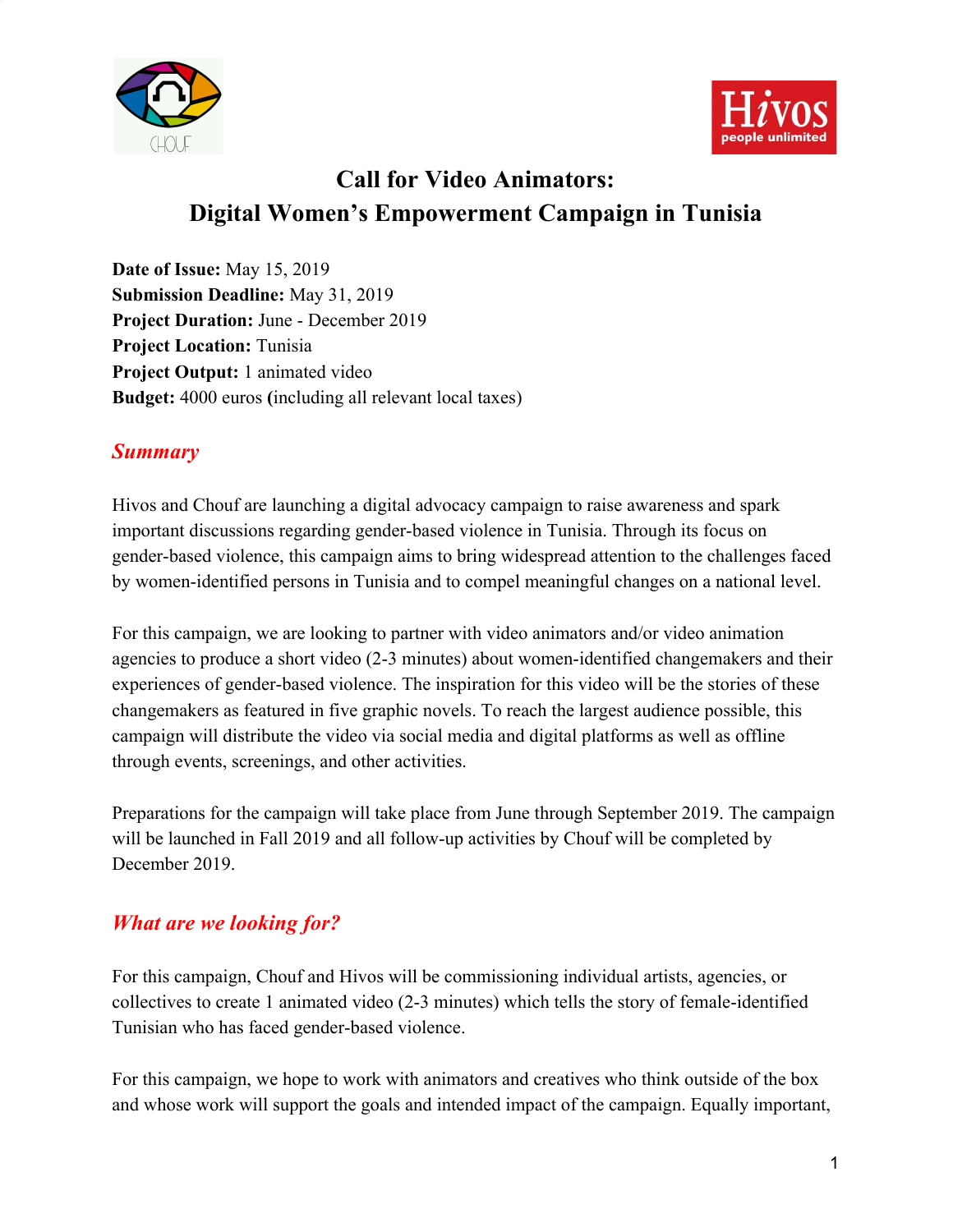# Call for Video Animators:
# Digital Women's Empowerment Campaign in Tunisia

**Date of Issue:** May 15, 2019
**Submission Deadline:** May 31, 2019
**Project Duration:** June - December 2019
**Project Location:** Tunisia
**Project Output:** 1 animated video
**Budget:** 4000 euros **(**including all relevant local taxes)

## *Summary*

Hivos and Chouf are launching a digital advocacy campaign to raise awareness and spark important discussions regarding gender-based violence in Tunisia. Through its focus on gender-based violence, this campaign aims to bring widespread attention to the challenges faced by women-identified persons in Tunisia and to compel meaningful changes on a national level.

For this campaign, we are looking to partner with video animators and/or video animation agencies to produce a short video (2-3 minutes) about women-identified changemakers and their experiences of gender-based violence. The inspiration for this video will be the stories of these changemakers as featured in five graphic novels. To reach the largest audience possible, this campaign will distribute the video via social media and digital platforms as well as offline through events, screenings, and other activities.

Preparations for the campaign will take place from June through September 2019. The campaign will be launched in Fall 2019 and all follow-up activities by Chouf will be completed by December 2019.

## *What are we looking for?*

For this campaign, Chouf and Hivos will be commissioning individual artists, agencies, or collectives to create 1 animated video (2-3 minutes) which tells the story of female-identified Tunisian who has faced gender-based violence.

For this campaign, we hope to work with animators and creatives who think outside of the box and whose work will support the goals and intended impact of the campaign. Equally important,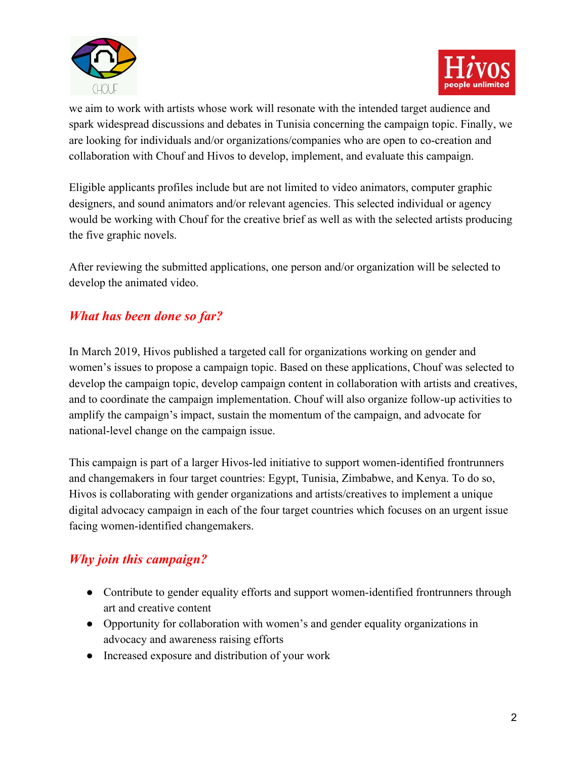we aim to work with artists whose work will resonate with the intended target audience and spark widespread discussions and debates in Tunisia concerning the campaign topic. Finally, we are looking for individuals and/or organizations/companies who are open to co-creation and collaboration with Chouf and Hivos to develop, implement, and evaluate this campaign.

Eligible applicants profiles include but are not limited to video animators, computer graphic designers, and sound animators and/or relevant agencies. This selected individual or agency would be working with Chouf for the creative brief as well as with the selected artists producing the five graphic novels.

After reviewing the submitted applications, one person and/or organization will be selected to develop the animated video.

## *What has been done so far?*

In March 2019, Hivos published a targeted call for organizations working on gender and women's issues to propose a campaign topic. Based on these applications, Chouf was selected to develop the campaign topic, develop campaign content in collaboration with artists and creatives, and to coordinate the campaign implementation. Chouf will also organize follow-up activities to amplify the campaign's impact, sustain the momentum of the campaign, and advocate for national-level change on the campaign issue.

This campaign is part of a larger Hivos-led initiative to support women-identified frontrunners and changemakers in four target countries: Egypt, Tunisia, Zimbabwe, and Kenya. To do so, Hivos is collaborating with gender organizations and artists/creatives to implement a unique digital advocacy campaign in each of the four target countries which focuses on an urgent issue facing women-identified changemakers.

## *Why join this campaign?*

- Contribute to gender equality efforts and support women-identified frontrunners through art and creative content
- Opportunity for collaboration with women's and gender equality organizations in advocacy and awareness raising efforts
- Increased exposure and distribution of your work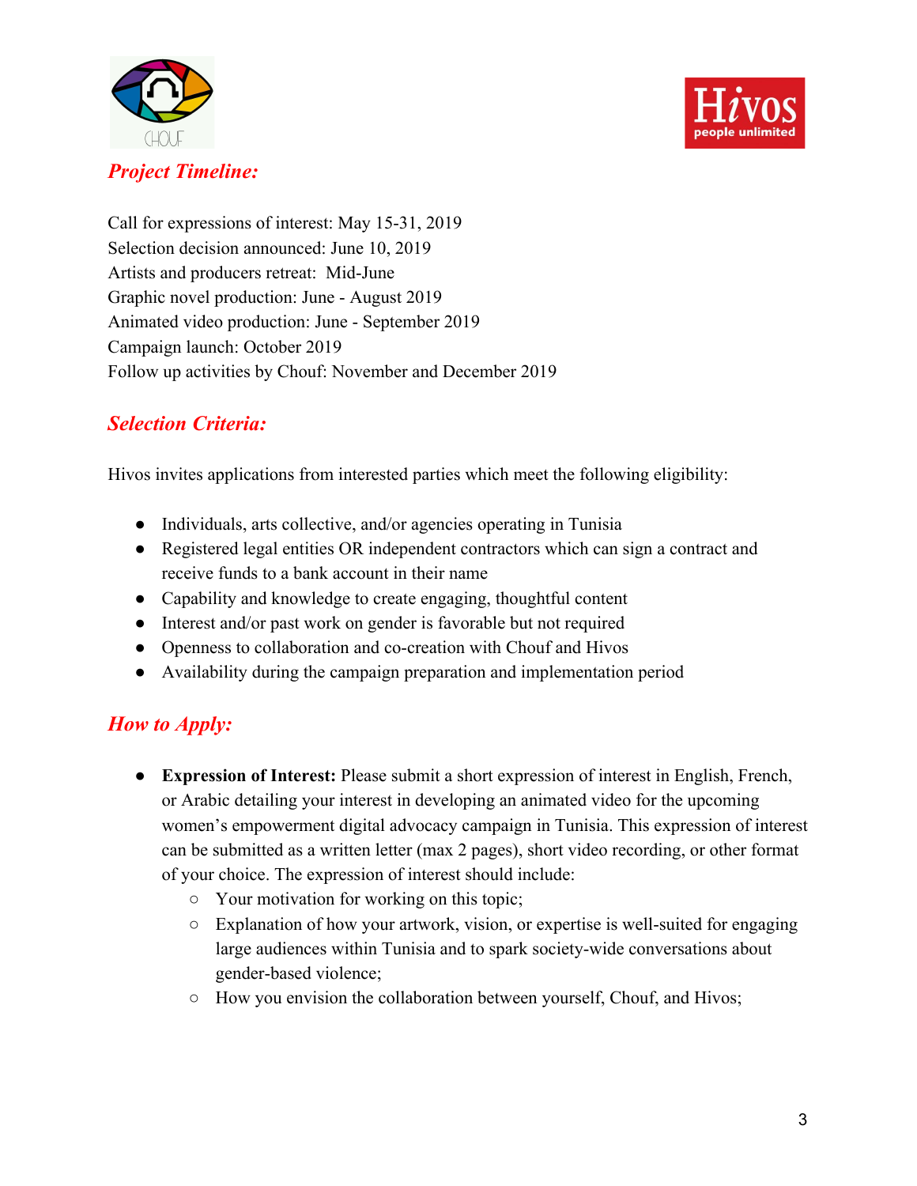## *Project Timeline:*

Call for expressions of interest: May 15-31, 2019
Selection decision announced: June 10, 2019
Artists and producers retreat: Mid-June
Graphic novel production: June - August 2019
Animated video production: June - September 2019
Campaign launch: October 2019
Follow up activities by Chouf: November and December 2019

## *Selection Criteria:*

Hivos invites applications from interested parties which meet the following eligibility:

- Individuals, arts collective, and/or agencies operating in Tunisia
- Registered legal entities OR independent contractors which can sign a contract and receive funds to a bank account in their name
- Capability and knowledge to create engaging, thoughtful content
- Interest and/or past work on gender is favorable but not required
- Openness to collaboration and co-creation with Chouf and Hivos
- Availability during the campaign preparation and implementation period

## *How to Apply:*

- **Expression of Interest:** Please submit a short expression of interest in English, French, or Arabic detailing your interest in developing an animated video for the upcoming women's empowerment digital advocacy campaign in Tunisia. This expression of interest can be submitted as a written letter (max 2 pages), short video recording, or other format of your choice. The expression of interest should include:
  - Your motivation for working on this topic;
  - Explanation of how your artwork, vision, or expertise is well-suited for engaging large audiences within Tunisia and to spark society-wide conversations about gender-based violence;
  - How you envision the collaboration between yourself, Chouf, and Hivos;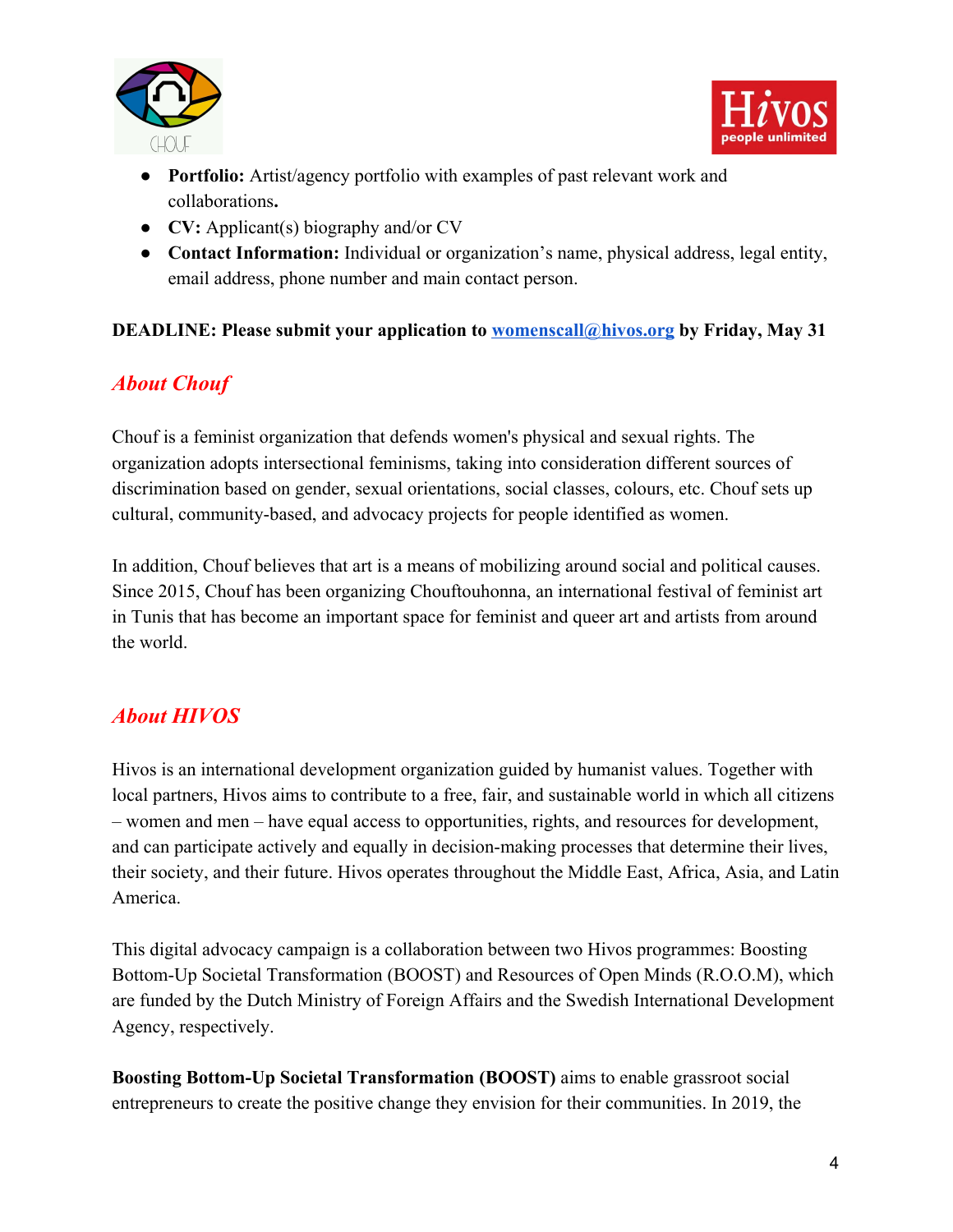- **Portfolio:** Artist/agency portfolio with examples of past relevant work and collaborations**.**
- **CV:** Applicant(s) biography and/or CV
- **Contact Information:** Individual or organization's name, physical address, legal entity, email address, phone number and main contact person.

**DEADLINE: Please submit your application to [womenscall@hivos.org](mailto:womenscall@hivos.org) by Friday, May 31**

## *About Chouf*

Chouf is a feminist organization that defends women's physical and sexual rights. The organization adopts intersectional feminisms, taking into consideration different sources of discrimination based on gender, sexual orientations, social classes, colours, etc. Chouf sets up cultural, community-based, and advocacy projects for people identified as women.

In addition, Chouf believes that art is a means of mobilizing around social and political causes. Since 2015, Chouf has been organizing Chouftouhonna, an international festival of feminist art in Tunis that has become an important space for feminist and queer art and artists from around the world.

## *About HIVOS*

Hivos is an international development organization guided by humanist values. Together with local partners, Hivos aims to contribute to a free, fair, and sustainable world in which all citizens – women and men – have equal access to opportunities, rights, and resources for development, and can participate actively and equally in decision-making processes that determine their lives, their society, and their future. Hivos operates throughout the Middle East, Africa, Asia, and Latin America.

This digital advocacy campaign is a collaboration between two Hivos programmes: Boosting Bottom-Up Societal Transformation (BOOST) and Resources of Open Minds (R.O.O.M), which are funded by the Dutch Ministry of Foreign Affairs and the Swedish International Development Agency, respectively.

**Boosting Bottom-Up Societal Transformation (BOOST)** aims to enable grassroot social entrepreneurs to create the positive change they envision for their communities. In 2019, the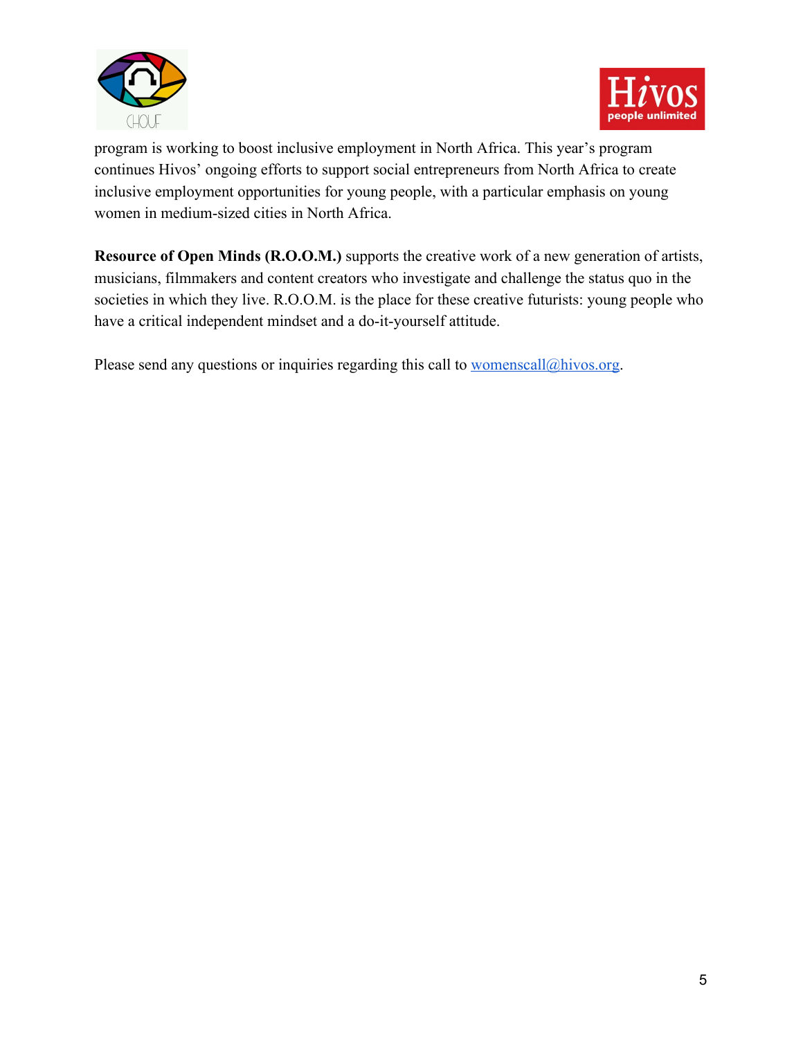program is working to boost inclusive employment in North Africa. This year's program continues Hivos' ongoing efforts to support social entrepreneurs from North Africa to create inclusive employment opportunities for young people, with a particular emphasis on young women in medium-sized cities in North Africa.

**Resource of Open Minds (R.O.O.M.)** supports the creative work of a new generation of artists, musicians, filmmakers and content creators who investigate and challenge the status quo in the societies in which they live. R.O.O.M. is the place for these creative futurists: young people who have a critical independent mindset and a do-it-yourself attitude.

Please send any questions or inquiries regarding this call to [womenscall@hivos.org](mailto:womenscall@hivos.org).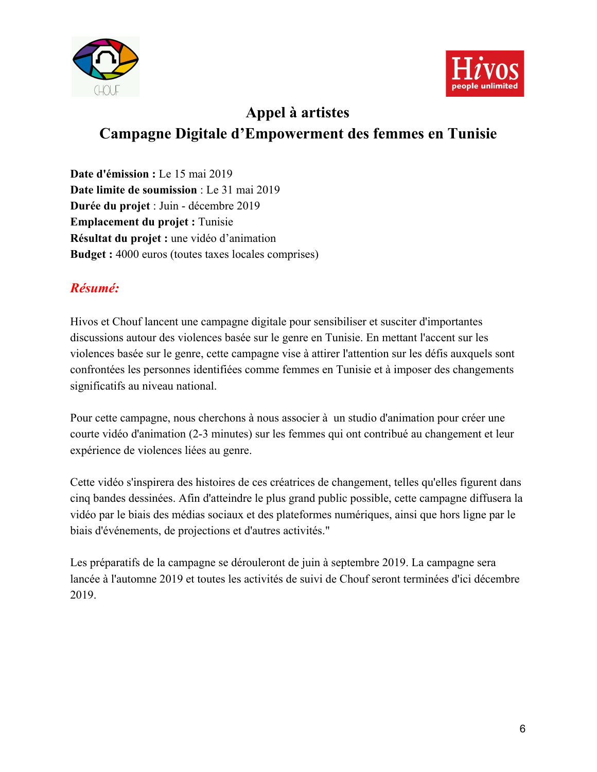# Appel à artistes

## Campagne Digitale d'Empowerment des femmes en Tunisie

**Date d'émission :** Le 15 mai 2019
**Date limite de soumission** : Le 31 mai 2019
**Durée du projet** : Juin - décembre 2019
**Emplacement du projet :** Tunisie
**Résultat du projet :** une vidéo d'animation
**Budget :** 4000 euros (toutes taxes locales comprises)

### *Résumé:*

Hivos et Chouf lancent une campagne digitale pour sensibiliser et susciter d'importantes discussions autour des violences basée sur le genre en Tunisie. En mettant l'accent sur les violences basée sur le genre, cette campagne vise à attirer l'attention sur les défis auxquels sont confrontées les personnes identifiées comme femmes en Tunisie et à imposer des changements significatifs au niveau national.

Pour cette campagne, nous cherchons à nous associer à un studio d'animation pour créer une courte vidéo d'animation (2-3 minutes) sur les femmes qui ont contribué au changement et leur expérience de violences liées au genre.

Cette vidéo s'inspirera des histoires de ces créatrices de changement, telles qu'elles figurent dans cinq bandes dessinées. Afin d'atteindre le plus grand public possible, cette campagne diffusera la vidéo par le biais des médias sociaux et des plateformes numériques, ainsi que hors ligne par le biais d'événements, de projections et d'autres activités."

Les préparatifs de la campagne se dérouleront de juin à septembre 2019. La campagne sera lancée à l'automne 2019 et toutes les activités de suivi de Chouf seront terminées d'ici décembre 2019.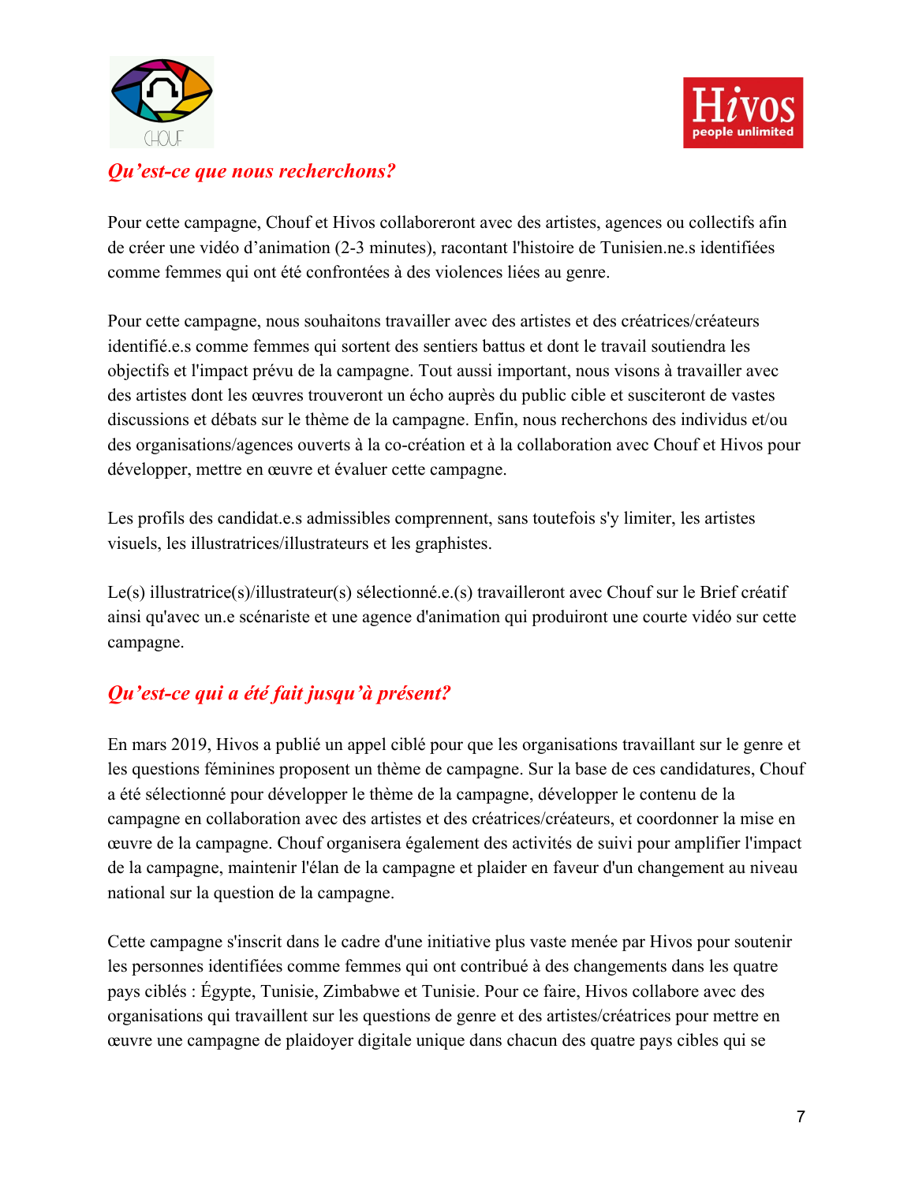## *Qu'est-ce que nous recherchons?*

Pour cette campagne, Chouf et Hivos collaboreront avec des artistes, agences ou collectifs afin de créer une vidéo d'animation (2-3 minutes), racontant l'histoire de Tunisien.ne.s identifiées comme femmes qui ont été confrontées à des violences liées au genre.

Pour cette campagne, nous souhaitons travailler avec des artistes et des créatrices/créateurs identifié.e.s comme femmes qui sortent des sentiers battus et dont le travail soutiendra les objectifs et l'impact prévu de la campagne. Tout aussi important, nous visons à travailler avec des artistes dont les œuvres trouveront un écho auprès du public cible et susciteront de vastes discussions et débats sur le thème de la campagne. Enfin, nous recherchons des individus et/ou des organisations/agences ouverts à la co-création et à la collaboration avec Chouf et Hivos pour développer, mettre en œuvre et évaluer cette campagne.

Les profils des candidat.e.s admissibles comprennent, sans toutefois s'y limiter, les artistes visuels, les illustratrices/illustrateurs et les graphistes.

Le(s) illustratrice(s)/illustrateur(s) sélectionné.e.(s) travailleront avec Chouf sur le Brief créatif ainsi qu'avec un.e scénariste et une agence d'animation qui produiront une courte vidéo sur cette campagne.

## *Qu'est-ce qui a été fait jusqu'à présent?*

En mars 2019, Hivos a publié un appel ciblé pour que les organisations travaillant sur le genre et les questions féminines proposent un thème de campagne. Sur la base de ces candidatures, Chouf a été sélectionné pour développer le thème de la campagne, développer le contenu de la campagne en collaboration avec des artistes et des créatrices/créateurs, et coordonner la mise en œuvre de la campagne. Chouf organisera également des activités de suivi pour amplifier l'impact de la campagne, maintenir l'élan de la campagne et plaider en faveur d'un changement au niveau national sur la question de la campagne.

Cette campagne s'inscrit dans le cadre d'une initiative plus vaste menée par Hivos pour soutenir les personnes identifiées comme femmes qui ont contribué à des changements dans les quatre pays ciblés : Égypte, Tunisie, Zimbabwe et Tunisie. Pour ce faire, Hivos collabore avec des organisations qui travaillent sur les questions de genre et des artistes/créatrices pour mettre en œuvre une campagne de plaidoyer digitale unique dans chacun des quatre pays cibles qui se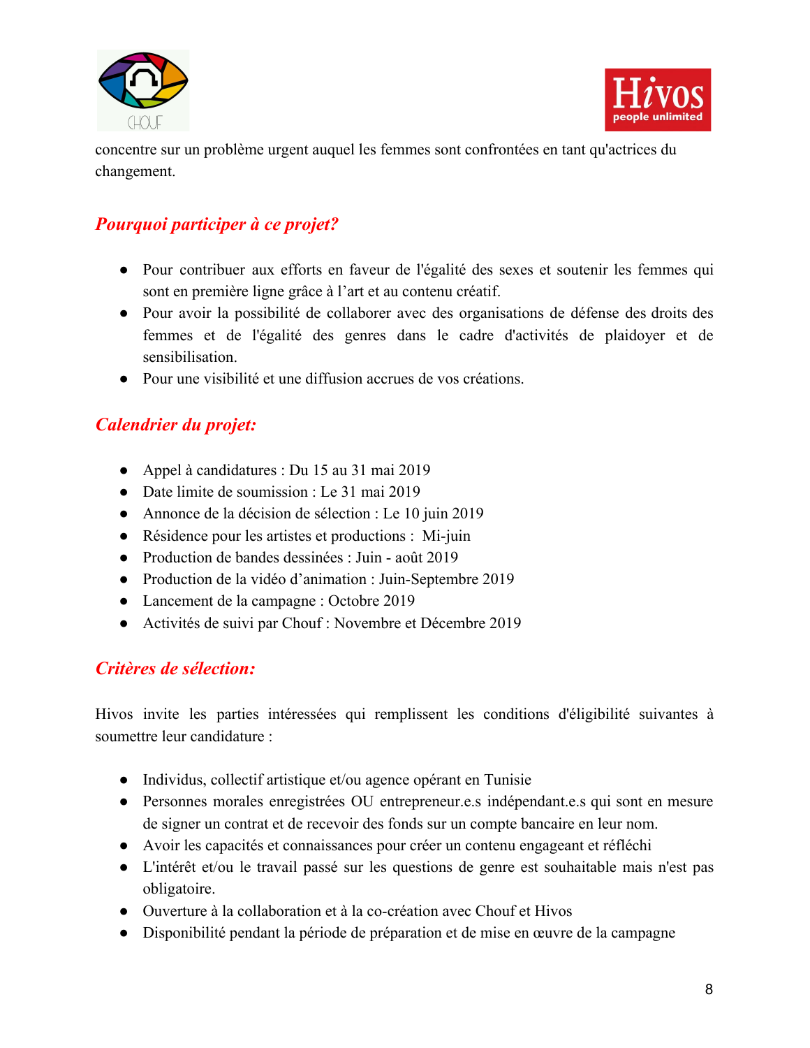concentre sur un problème urgent auquel les femmes sont confrontées en tant qu'actrices du changement.

## *Pourquoi participer à ce projet?*

- Pour contribuer aux efforts en faveur de l'égalité des sexes et soutenir les femmes qui sont en première ligne grâce à l'art et au contenu créatif.
- Pour avoir la possibilité de collaborer avec des organisations de défense des droits des femmes et de l'égalité des genres dans le cadre d'activités de plaidoyer et de sensibilisation.
- Pour une visibilité et une diffusion accrues de vos créations.

## *Calendrier du projet:*

- Appel à candidatures : Du 15 au 31 mai 2019
- Date limite de soumission : Le 31 mai 2019
- Annonce de la décision de sélection : Le 10 juin 2019
- Résidence pour les artistes et productions : Mi-juin
- Production de bandes dessinées : Juin - août 2019
- Production de la vidéo d'animation : Juin-Septembre 2019
- Lancement de la campagne : Octobre 2019
- Activités de suivi par Chouf : Novembre et Décembre 2019

## *Critères de sélection:*

Hivos invite les parties intéressées qui remplissent les conditions d'éligibilité suivantes à soumettre leur candidature :

- Individus, collectif artistique et/ou agence opérant en Tunisie
- Personnes morales enregistrées OU entrepreneur.e.s indépendant.e.s qui sont en mesure de signer un contrat et de recevoir des fonds sur un compte bancaire en leur nom.
- Avoir les capacités et connaissances pour créer un contenu engageant et réfléchi
- L'intérêt et/ou le travail passé sur les questions de genre est souhaitable mais n'est pas obligatoire.
- Ouverture à la collaboration et à la co-création avec Chouf et Hivos
- Disponibilité pendant la période de préparation et de mise en œuvre de la campagne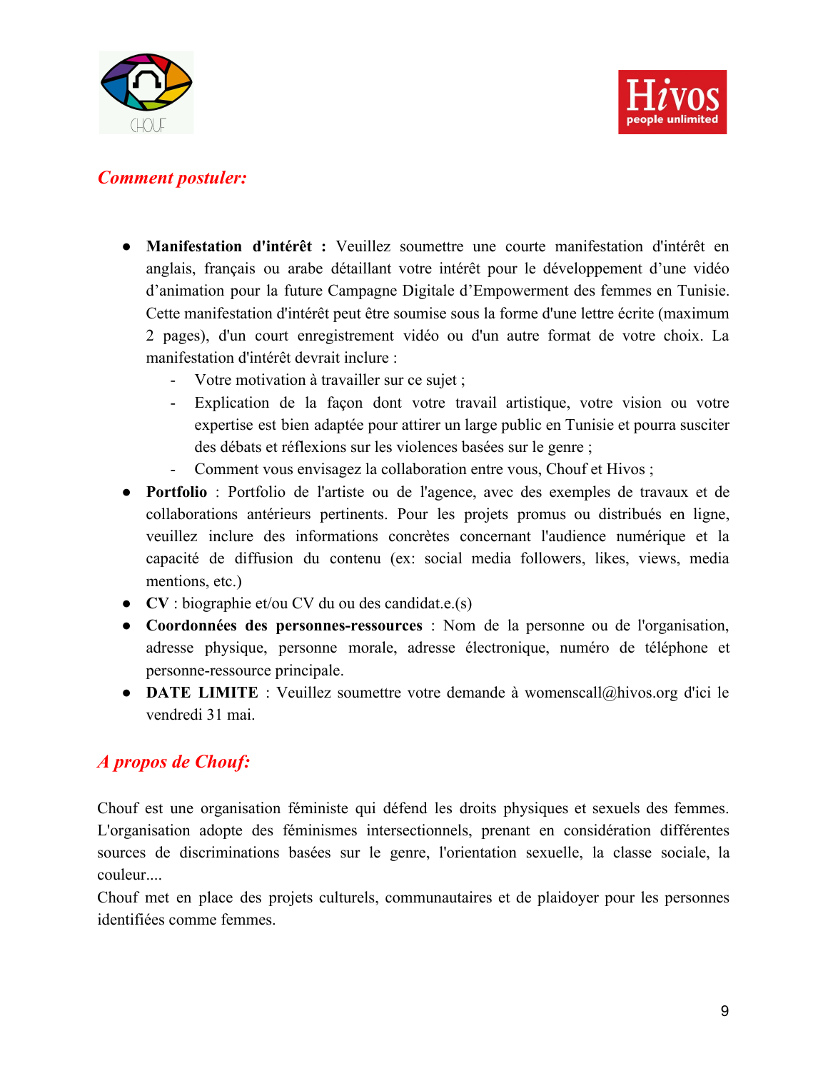## *Comment postuler:*

- **Manifestation d'intérêt :** Veuillez soumettre une courte manifestation d'intérêt en anglais, français ou arabe détaillant votre intérêt pour le développement d'une vidéo d'animation pour la future Campagne Digitale d'Empowerment des femmes en Tunisie. Cette manifestation d'intérêt peut être soumise sous la forme d'une lettre écrite (maximum 2 pages), d'un court enregistrement vidéo ou d'un autre format de votre choix. La manifestation d'intérêt devrait inclure :
  - Votre motivation à travailler sur ce sujet ;
  - Explication de la façon dont votre travail artistique, votre vision ou votre expertise est bien adaptée pour attirer un large public en Tunisie et pourra susciter des débats et réflexions sur les violences basées sur le genre ;
  - Comment vous envisagez la collaboration entre vous, Chouf et Hivos ;
- **Portfolio** : Portfolio de l'artiste ou de l'agence, avec des exemples de travaux et de collaborations antérieurs pertinents. Pour les projets promus ou distribués en ligne, veuillez inclure des informations concrètes concernant l'audience numérique et la capacité de diffusion du contenu (ex: social media followers, likes, views, media mentions, etc.)
- **CV** : biographie et/ou CV du ou des candidat.e.(s)
- **Coordonnées des personnes-ressources** : Nom de la personne ou de l'organisation, adresse physique, personne morale, adresse électronique, numéro de téléphone et personne-ressource principale.
- **DATE LIMITE** : Veuillez soumettre votre demande à womenscall@hivos.org d'ici le vendredi 31 mai.

## *A propos de Chouf:*

Chouf est une organisation féministe qui défend les droits physiques et sexuels des femmes. L'organisation adopte des féminismes intersectionnels, prenant en considération différentes sources de discriminations basées sur le genre, l'orientation sexuelle, la classe sociale, la couleur....
Chouf met en place des projets culturels, communautaires et de plaidoyer pour les personnes identifiées comme femmes.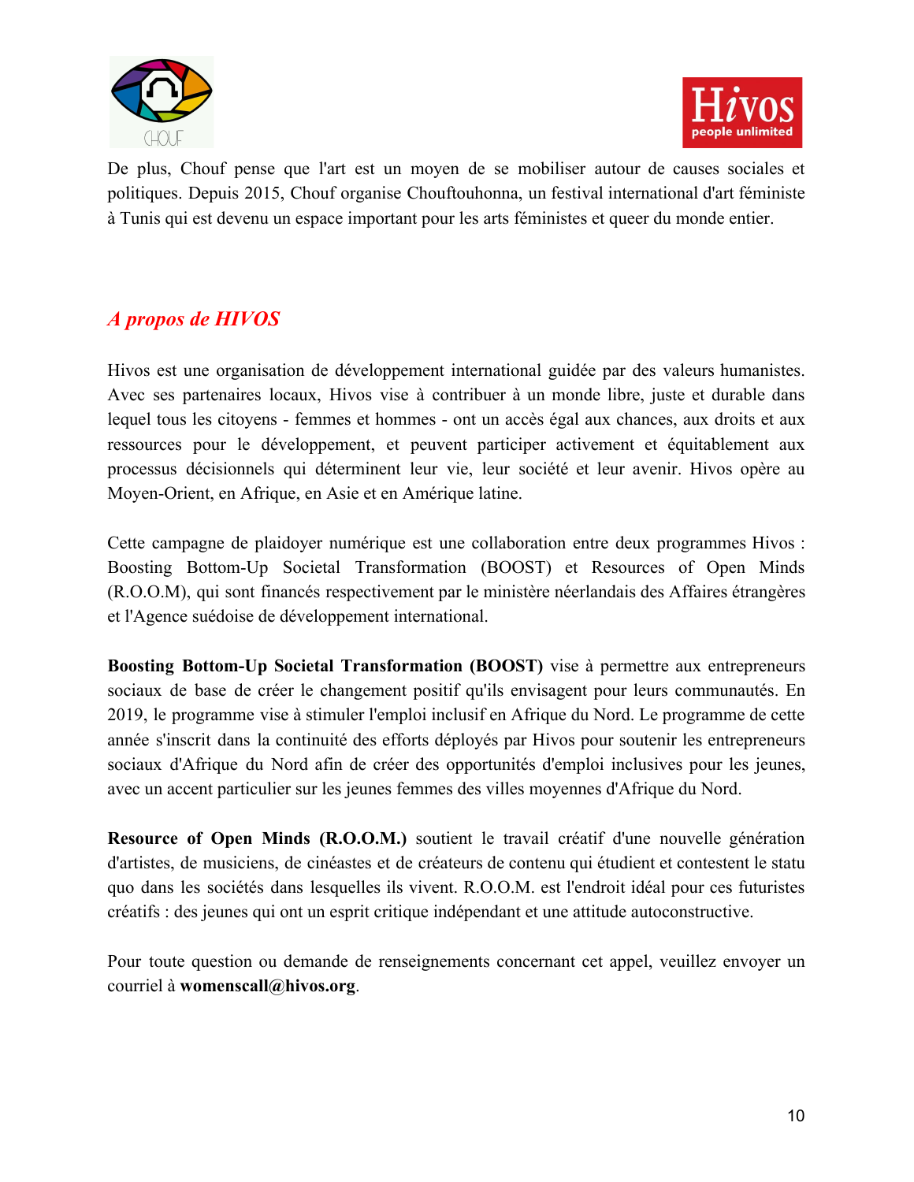De plus, Chouf pense que l'art est un moyen de se mobiliser autour de causes sociales et politiques. Depuis 2015, Chouf organise Chouftouhonna, un festival international d'art féministe à Tunis qui est devenu un espace important pour les arts féministes et queer du monde entier.

## *A propos de HIVOS*

Hivos est une organisation de développement international guidée par des valeurs humanistes. Avec ses partenaires locaux, Hivos vise à contribuer à un monde libre, juste et durable dans lequel tous les citoyens - femmes et hommes - ont un accès égal aux chances, aux droits et aux ressources pour le développement, et peuvent participer activement et équitablement aux processus décisionnels qui déterminent leur vie, leur société et leur avenir. Hivos opère au Moyen-Orient, en Afrique, en Asie et en Amérique latine.

Cette campagne de plaidoyer numérique est une collaboration entre deux programmes Hivos : Boosting Bottom-Up Societal Transformation (BOOST) et Resources of Open Minds (R.O.O.M), qui sont financés respectivement par le ministère néerlandais des Affaires étrangères et l'Agence suédoise de développement international.

**Boosting Bottom-Up Societal Transformation (BOOST)** vise à permettre aux entrepreneurs sociaux de base de créer le changement positif qu'ils envisagent pour leurs communautés. En 2019, le programme vise à stimuler l'emploi inclusif en Afrique du Nord. Le programme de cette année s'inscrit dans la continuité des efforts déployés par Hivos pour soutenir les entrepreneurs sociaux d'Afrique du Nord afin de créer des opportunités d'emploi inclusives pour les jeunes, avec un accent particulier sur les jeunes femmes des villes moyennes d'Afrique du Nord.

**Resource of Open Minds (R.O.O.M.)** soutient le travail créatif d'une nouvelle génération d'artistes, de musiciens, de cinéastes et de créateurs de contenu qui étudient et contestent le statu quo dans les sociétés dans lesquelles ils vivent. R.O.O.M. est l'endroit idéal pour ces futuristes créatifs : des jeunes qui ont un esprit critique indépendant et une attitude autoconstructive.

Pour toute question ou demande de renseignements concernant cet appel, veuillez envoyer un courriel à **womenscall@hivos.org**.